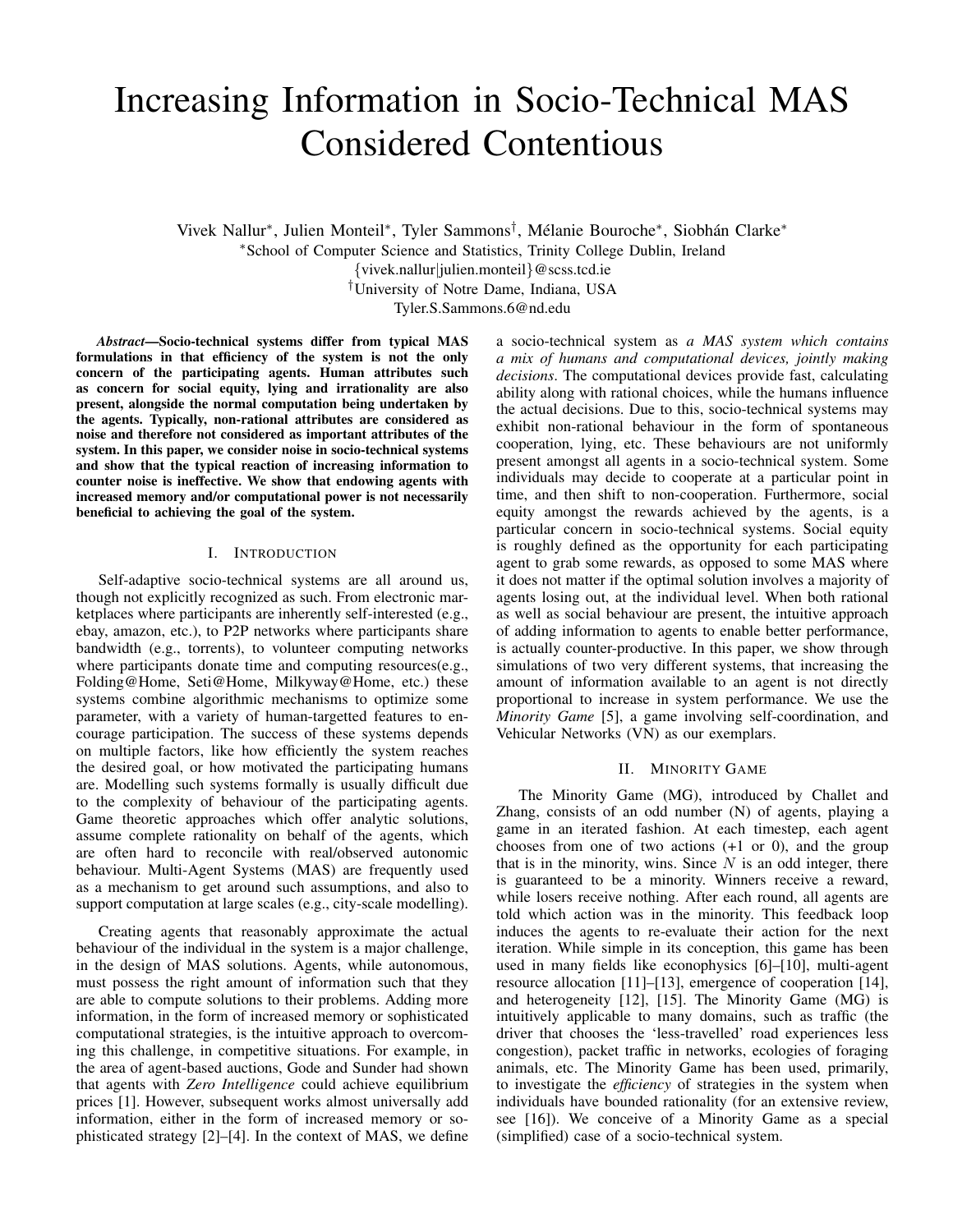# Increasing Information in Socio-Technical MAS Considered Contentious

Vivek Nallur*, Julien Monteil*, Tyler Sammons†, Mélanie Bouroche*, Siobhán Clarke*

*School of Computer Science and Statistics, Trinity College Dublin, Ireland

{vivek.nallur|julien.monteil}@scss.tcd.ie

†University of Notre Dame, Indiana, USA

Tyler.S.Sammons.6@nd.edu

***Abstract*—Socio-technical systems differ from typical MAS formulations in that efficiency of the system is not the only concern of the participating agents. Human attributes such as concern for social equity, lying and irrationality are also present, alongside the normal computation being undertaken by the agents. Typically, non-rational attributes are considered as noise and therefore not considered as important attributes of the system. In this paper, we consider noise in socio-technical systems and show that the typical reaction of increasing information to counter noise is ineffective. We show that endowing agents with increased memory and/or computational power is not necessarily beneficial to achieving the goal of the system.**

## I. Introduction

Self-adaptive socio-technical systems are all around us, though not explicitly recognized as such. From electronic marketplaces where participants are inherently self-interested (e.g., ebay, amazon, etc.), to P2P networks where participants share bandwidth (e.g., torrents), to volunteer computing networks where participants donate time and computing resources(e.g., Folding@Home, Seti@Home, Milkyway@Home, etc.) these systems combine algorithmic mechanisms to optimize some parameter, with a variety of human-targetted features to encourage participation. The success of these systems depends on multiple factors, like how efficiently the system reaches the desired goal, or how motivated the participating humans are. Modelling such systems formally is usually difficult due to the complexity of behaviour of the participating agents. Game theoretic approaches which offer analytic solutions, assume complete rationality on behalf of the agents, which are often hard to reconcile with real/observed autonomic behaviour. Multi-Agent Systems (MAS) are frequently used as a mechanism to get around such assumptions, and also to support computation at large scales (e.g., city-scale modelling).

Creating agents that reasonably approximate the actual behaviour of the individual in the system is a major challenge, in the design of MAS solutions. Agents, while autonomous, must possess the right amount of information such that they are able to compute solutions to their problems. Adding more information, in the form of increased memory or sophisticated computational strategies, is the intuitive approach to overcoming this challenge, in competitive situations. For example, in the area of agent-based auctions, Gode and Sunder had shown that agents with *Zero Intelligence* could achieve equilibrium prices [1]. However, subsequent works almost universally add information, either in the form of increased memory or sophisticated strategy [2]–[4]. In the context of MAS, we define a socio-technical system as *a MAS system which contains a mix of humans and computational devices, jointly making decisions*. The computational devices provide fast, calculating ability along with rational choices, while the humans influence the actual decisions. Due to this, socio-technical systems may exhibit non-rational behaviour in the form of spontaneous cooperation, lying, etc. These behaviours are not uniformly present amongst all agents in a socio-technical system. Some individuals may decide to cooperate at a particular point in time, and then shift to non-cooperation. Furthermore, social equity amongst the rewards achieved by the agents, is a particular concern in socio-technical systems. Social equity is roughly defined as the opportunity for each participating agent to grab some rewards, as opposed to some MAS where it does not matter if the optimal solution involves a majority of agents losing out, at the individual level. When both rational as well as social behaviour are present, the intuitive approach of adding information to agents to enable better performance, is actually counter-productive. In this paper, we show through simulations of two very different systems, that increasing the amount of information available to an agent is not directly proportional to increase in system performance. We use the *Minority Game* [5], a game involving self-coordination, and Vehicular Networks (VN) as our exemplars.

## II. Minority Game

The Minority Game (MG), introduced by Challet and Zhang, consists of an odd number (N) of agents, playing a game in an iterated fashion. At each timestep, each agent chooses from one of two actions (+1 or 0), and the group that is in the minority, wins. Since $N$ is an odd integer, there is guaranteed to be a minority. Winners receive a reward, while losers receive nothing. After each round, all agents are told which action was in the minority. This feedback loop induces the agents to re-evaluate their action for the next iteration. While simple in its conception, this game has been used in many fields like econophysics [6]–[10], multi-agent resource allocation [11]–[13], emergence of cooperation [14], and heterogeneity [12], [15]. The Minority Game (MG) is intuitively applicable to many domains, such as traffic (the driver that chooses the 'less-travelled' road experiences less congestion), packet traffic in networks, ecologies of foraging animals, etc. The Minority Game has been used, primarily, to investigate the *efficiency* of strategies in the system when individuals have bounded rationality (for an extensive review, see [16]). We conceive of a Minority Game as a special (simplified) case of a socio-technical system.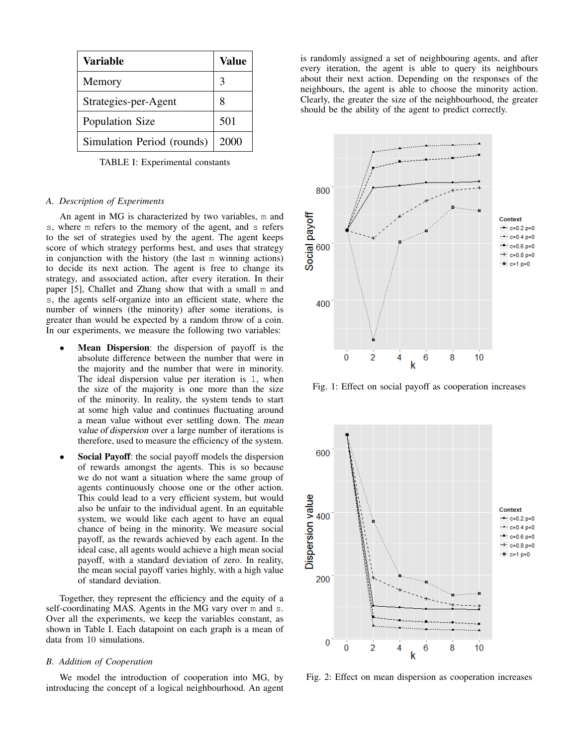| Variable | Value |
| --- | --- |
| Memory | 3 |
| Strategies-per-Agent | 8 |
| Population Size | 501 |
| Simulation Period (rounds) | 2000 |

TABLE I: Experimental constants

### A. Description of Experiments

An agent in MG is characterized by two variables, m and s, where m refers to the memory of the agent, and s refers to the set of strategies used by the agent. The agent keeps score of which strategy performs best, and uses that strategy in conjunction with the history (the last m winning actions) to decide its next action. The agent is free to change its strategy, and associated action, after every iteration. In their paper [5], Challet and Zhang show that with a small m and s, the agents self-organize into an efficient state, where the number of winners (the minority) after some iterations, is greater than would be expected by a random throw of a coin. In our experiments, we measure the following two variables:

- **Mean Dispersion**: the dispersion of payoff is the absolute difference between the number that were in the majority and the number that were in minority. The ideal dispersion value per iteration is 1, when the size of the majority is one more than the size of the minority. In reality, the system tends to start at some high value and continues fluctuating around a mean value without ever settling down. The *mean value of dispersion* over a large number of iterations is therefore, used to measure the efficiency of the system.
- **Social Payoff**: the social payoff models the dispersion of rewards amongst the agents. This is so because we do not want a situation where the same group of agents continuously choose one or the other action. This could lead to a very efficient system, but would also be unfair to the individual agent. In an equitable system, we would like each agent to have an equal chance of being in the minority. We measure social payoff, as the rewards achieved by each agent. In the ideal case, all agents would achieve a high mean social payoff, with a standard deviation of zero. In reality, the mean social payoff varies highly, with a high value of standard deviation.

Together, they represent the efficiency and the equity of a self-coordinating MAS. Agents in the MG vary over m and s. Over all the experiments, we keep the variables constant, as shown in Table I. Each datapoint on each graph is a mean of data from 10 simulations.

### B. Addition of Cooperation

We model the introduction of cooperation into MG, by introducing the concept of a logical neighbourhood. An agent is randomly assigned a set of neighbouring agents, and after every iteration, the agent is able to query its neighbours about their next action. Depending on the responses of the neighbours, the agent is able to choose the minority action. Clearly, the greater the size of the neighbourhood, the greater should be the ability of the agent to predict correctly.

Fig. 1: Effect on social payoff as cooperation increases

Fig. 2: Effect on mean dispersion as cooperation increases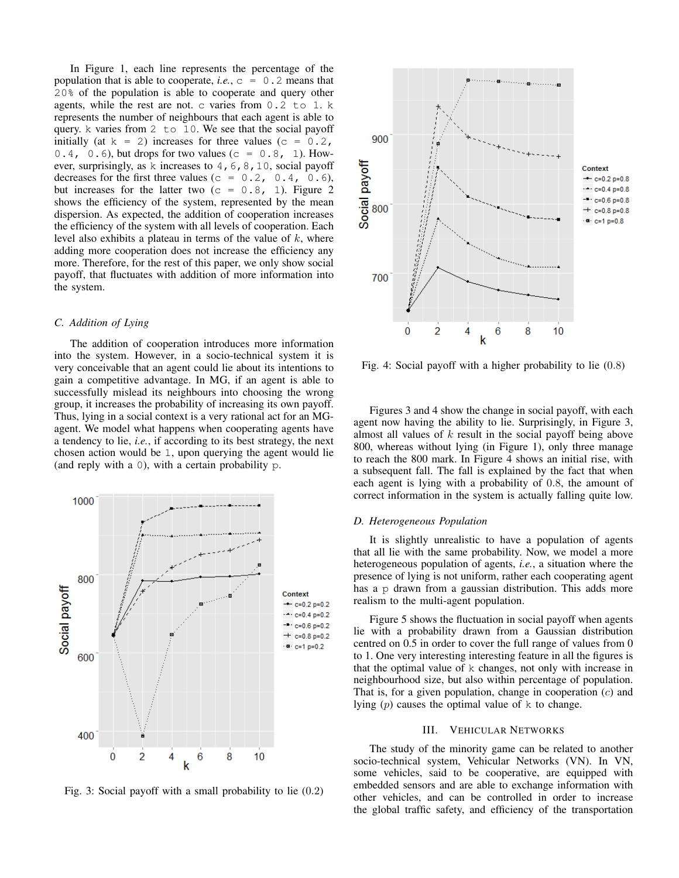In Figure 1, each line represents the percentage of the population that is able to cooperate, *i.e.*, `c = 0.2` means that `20%` of the population is able to cooperate and query other agents, while the rest are not. `c` varies from `0.2 to 1`. `k` represents the number of neighbours that each agent is able to query. `k` varies from `2 to 10`. We see that the social payoff initially (at `k = 2`) increases for three values (`c = 0.2, 0.4, 0.6`), but drops for two values (`c = 0.8, 1`). However, surprisingly, as `k` increases to `4,6,8,10`, social payoff decreases for the first three values (`c = 0.2, 0.4, 0.6`), but increases for the latter two (`c = 0.8, 1`). Figure 2 shows the efficiency of the system, represented by the mean dispersion. As expected, the addition of cooperation increases the efficiency of the system with all levels of cooperation. Each level also exhibits a plateau in terms of the value of $k$, where adding more cooperation does not increase the efficiency any more. Therefore, for the rest of this paper, we only show social payoff, that fluctuates with addition of more information into the system.

### C. Addition of Lying

The addition of cooperation introduces more information into the system. However, in a socio-technical system it is very conceivable that an agent could lie about its intentions to gain a competitive advantage. In MG, if an agent is able to successfully mislead its neighbours into choosing the wrong group, it increases the probability of increasing its own payoff. Thus, lying in a social context is a very rational act for an MG-agent. We model what happens when cooperating agents have a tendency to lie, *i.e.*, if according to its best strategy, the next chosen action would be `1`, upon querying the agent would lie (and reply with a `0`), with a certain probability `p`.

Fig. 3: Social payoff with a small probability to lie (0.2)

Fig. 4: Social payoff with a higher probability to lie (0.8)

Figures 3 and 4 show the change in social payoff, with each agent now having the ability to lie. Surprisingly, in Figure 3, almost all values of $k$ result in the social payoff being above 800, whereas without lying (in Figure 1), only three manage to reach the 800 mark. In Figure 4 shows an initial rise, with a subsequent fall. The fall is explained by the fact that when each agent is lying with a probability of 0.8, the amount of correct information in the system is actually falling quite low.

### D. Heterogeneous Population

It is slightly unrealistic to have a population of agents that all lie with the same probability. Now, we model a more heterogeneous population of agents, *i.e.*, a situation where the presence of lying is not uniform, rather each cooperating agent has a `p` drawn from a gaussian distribution. This adds more realism to the multi-agent population.

Figure 5 shows the fluctuation in social payoff when agents lie with a probability drawn from a Gaussian distribution centred on 0.5 in order to cover the full range of values from 0 to 1. One very interesting interesting feature in all the figures is that the optimal value of `k` changes, not only with increase in neighbourhood size, but also within percentage of population. That is, for a given population, change in cooperation ($c$) and lying ($p$) causes the optimal value of `k` to change.

## III. Vehicular Networks

The study of the minority game can be related to another socio-technical system, Vehicular Networks (VN). In VN, some vehicles, said to be cooperative, are equipped with embedded sensors and are able to exchange information with other vehicles, and can be controlled in order to increase the global traffic safety, and efficiency of the transportation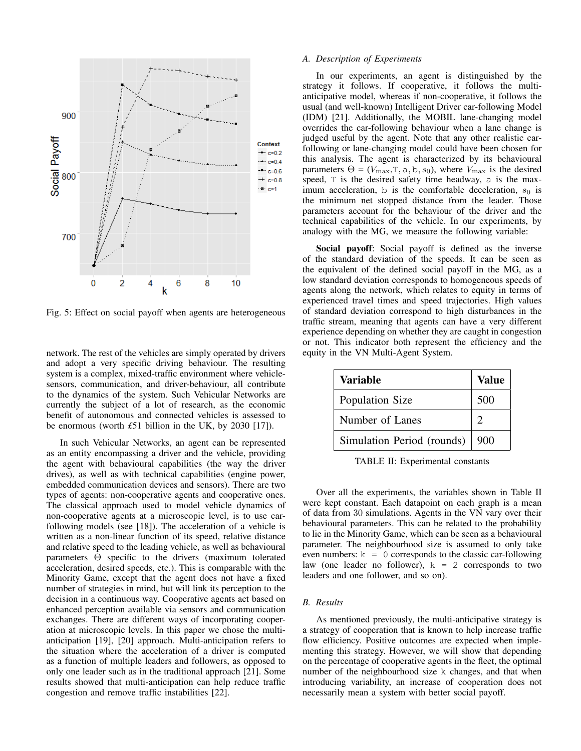Fig. 5: Effect on social payoff when agents are heterogeneous

network. The rest of the vehicles are simply operated by drivers and adopt a very specific driving behaviour. The resulting system is a complex, mixed-traffic environment where vehicle-sensors, communication, and driver-behaviour, all contribute to the dynamics of the system. Such Vehicular Networks are currently the subject of a lot of research, as the economic benefit of autonomous and connected vehicles is assessed to be enormous (worth £51 billion in the UK, by 2030 [17]).

In such Vehicular Networks, an agent can be represented as an entity encompassing a driver and the vehicle, providing the agent with behavioural capabilities (the way the driver drives), as well as with technical capabilities (engine power, embedded communication devices and sensors). There are two types of agents: non-cooperative agents and cooperative ones. The classical approach used to model vehicle dynamics of non-cooperative agents at a microscopic level, is to use car-following models (see [18]). The acceleration of a vehicle is written as a non-linear function of its speed, relative distance and relative speed to the leading vehicle, as well as behavioural parameters $\Theta$ specific to the drivers (maximum tolerated acceleration, desired speeds, etc.). This is comparable with the Minority Game, except that the agent does not have a fixed number of strategies in mind, but will link its perception to the decision in a continuous way. Cooperative agents act based on enhanced perception available via sensors and communication exchanges. There are different ways of incorporating cooperation at microscopic levels. In this paper we chose the multi-anticipation [19], [20] approach. Multi-anticipation refers to the situation where the acceleration of a driver is computed as a function of multiple leaders and followers, as opposed to only one leader such as in the traditional approach [21]. Some results showed that multi-anticipation can help reduce traffic congestion and remove traffic instabilities [22].

### A. Description of Experiments

In our experiments, an agent is distinguished by the strategy it follows. If cooperative, it follows the multi-anticipative model, whereas if non-cooperative, it follows the usual (and well-known) Intelligent Driver car-following Model (IDM) [21]. Additionally, the MOBIL lane-changing model overrides the car-following behaviour when a lane change is judged useful by the agent. Note that any other realistic car-following or lane-changing model could have been chosen for this analysis. The agent is characterized by its behavioural parameters $\Theta = (V_{\max}, \mathtt{T}, \mathtt{a}, \mathtt{b}, s_0)$, where $V_{\max}$ is the desired speed, $\mathtt{T}$ is the desired safety time headway, $\mathtt{a}$ is the maximum acceleration, $\mathtt{b}$ is the comfortable deceleration, $s_0$ is the minimum net stopped distance from the leader. Those parameters account for the behaviour of the driver and the technical capabilities of the vehicle. In our experiments, by analogy with the MG, we measure the following variable:

**Social payoff**: Social payoff is defined as the inverse of the standard deviation of the speeds. It can be seen as the equivalent of the defined social payoff in the MG, as a low standard deviation corresponds to homogeneous speeds of agents along the network, which relates to equity in terms of experienced travel times and speed trajectories. High values of standard deviation correspond to high disturbances in the traffic stream, meaning that agents can have a very different experience depending on whether they are caught in congestion or not. This indicator both represent the efficiency and the equity in the VN Multi-Agent System.

| Variable | Value |
|---|---|
| Population Size | 500 |
| Number of Lanes | 2 |
| Simulation Period (rounds) | 900 |

TABLE II: Experimental constants

Over all the experiments, the variables shown in Table II were kept constant. Each datapoint on each graph is a mean of data from 30 simulations. Agents in the VN vary over their behavioural parameters. This can be related to the probability to lie in the Minority Game, which can be seen as a behavioural parameter. The neighbourhood size is assumed to only take even numbers: $\mathtt{k} = 0$ corresponds to the classic car-following law (one leader no follower), $\mathtt{k} = 2$ corresponds to two leaders and one follower, and so on).

### B. Results

As mentioned previously, the multi-anticipative strategy is a strategy of cooperation that is known to help increase traffic flow efficiency. Positive outcomes are expected when implementing this strategy. However, we will show that depending on the percentage of cooperative agents in the fleet, the optimal number of the neighbourhood size $\mathtt{k}$ changes, and that when introducing variability, an increase of cooperation does not necessarily mean a system with better social payoff.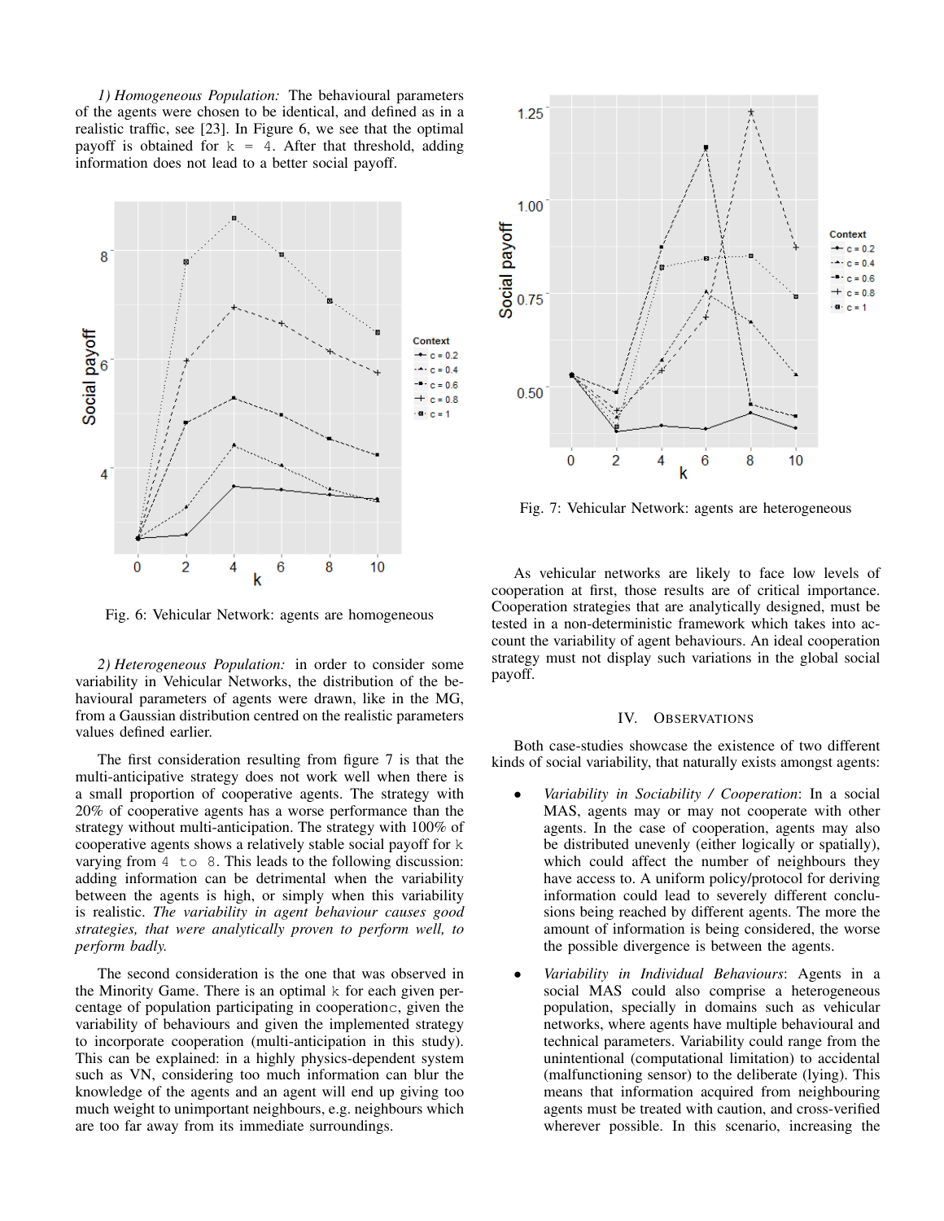*1) Homogeneous Population:* The behavioural parameters of the agents were chosen to be identical, and defined as in a realistic traffic, see [23]. In Figure 6, we see that the optimal payoff is obtained for k = 4. After that threshold, adding information does not lead to a better social payoff.

Fig. 6: Vehicular Network: agents are homogeneous

*2) Heterogeneous Population:* in order to consider some variability in Vehicular Networks, the distribution of the behavioural parameters of agents were drawn, like in the MG, from a Gaussian distribution centred on the realistic parameters values defined earlier.

The first consideration resulting from figure 7 is that the multi-anticipative strategy does not work well when there is a small proportion of cooperative agents. The strategy with 20% of cooperative agents has a worse performance than the strategy without multi-anticipation. The strategy with 100% of cooperative agents shows a relatively stable social payoff for k varying from 4 to 8. This leads to the following discussion: adding information can be detrimental when the variability between the agents is high, or simply when this variability is realistic. *The variability in agent behaviour causes good strategies, that were analytically proven to perform well, to perform badly.*

The second consideration is the one that was observed in the Minority Game. There is an optimal k for each given percentage of population participating in cooperation c, given the variability of behaviours and given the implemented strategy to incorporate cooperation (multi-anticipation in this study). This can be explained: in a highly physics-dependent system such as VN, considering too much information can blur the knowledge of the agents and an agent will end up giving too much weight to unimportant neighbours, e.g. neighbours which are too far away from its immediate surroundings.

Fig. 7: Vehicular Network: agents are heterogeneous

As vehicular networks are likely to face low levels of cooperation at first, those results are of critical importance. Cooperation strategies that are analytically designed, must be tested in a non-deterministic framework which takes into account the variability of agent behaviours. An ideal cooperation strategy must not display such variations in the global social payoff.

## IV. Observations

Both case-studies showcase the existence of two different kinds of social variability, that naturally exists amongst agents:

- *Variability in Sociability / Cooperation*: In a social MAS, agents may or may not cooperate with other agents. In the case of cooperation, agents may also be distributed unevenly (either logically or spatially), which could affect the number of neighbours they have access to. A uniform policy/protocol for deriving information could lead to severely different conclusions being reached by different agents. The more the amount of information is being considered, the worse the possible divergence is between the agents.
- *Variability in Individual Behaviours*: Agents in a social MAS could also comprise a heterogeneous population, specially in domains such as vehicular networks, where agents have multiple behavioural and technical parameters. Variability could range from the unintentional (computational limitation) to accidental (malfunctioning sensor) to the deliberate (lying). This means that information acquired from neighbouring agents must be treated with caution, and cross-verified wherever possible. In this scenario, increasing the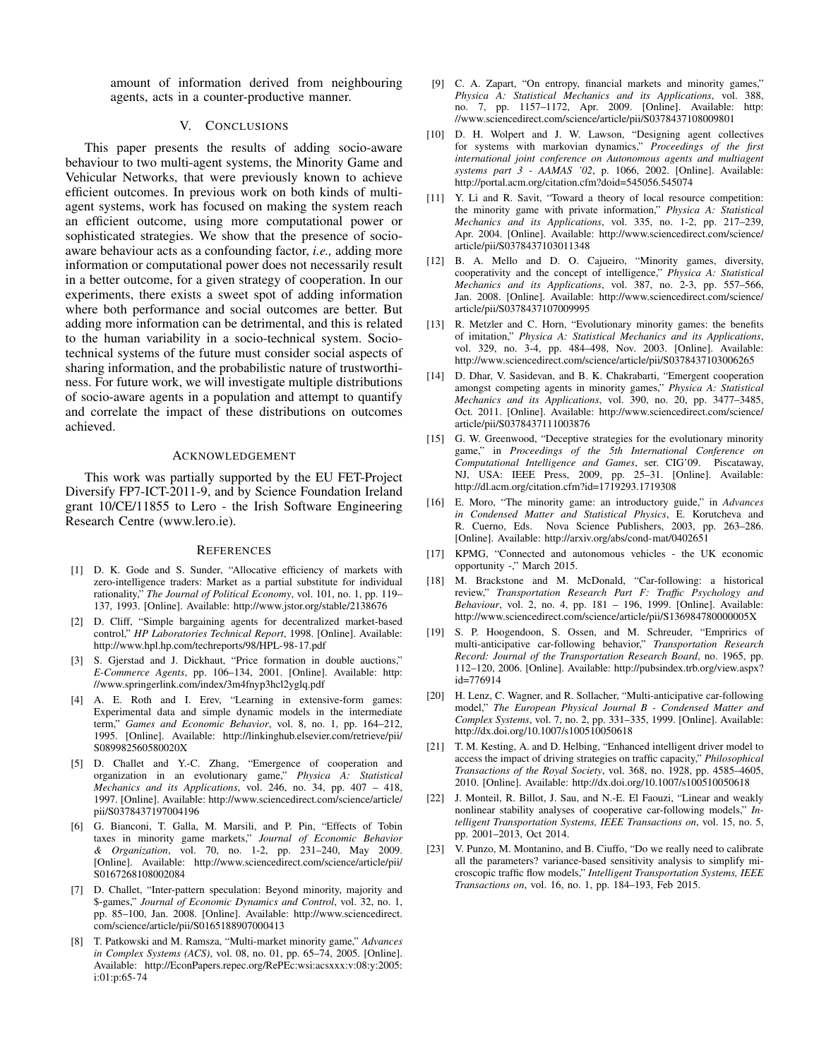amount of information derived from neighbouring agents, acts in a counter-productive manner.

## V. Conclusions

This paper presents the results of adding socio-aware behaviour to two multi-agent systems, the Minority Game and Vehicular Networks, that were previously known to achieve efficient outcomes. In previous work on both kinds of multi-agent systems, work has focused on making the system reach an efficient outcome, using more computational power or sophisticated strategies. We show that the presence of socio-aware behaviour acts as a confounding factor, *i.e.,* adding more information or computational power does not necessarily result in a better outcome, for a given strategy of cooperation. In our experiments, there exists a sweet spot of adding information where both performance and social outcomes are better. But adding more information can be detrimental, and this is related to the human variability in a socio-technical system. Socio-technical systems of the future must consider social aspects of sharing information, and the probabilistic nature of trustworthiness. For future work, we will investigate multiple distributions of socio-aware agents in a population and attempt to quantify and correlate the impact of these distributions on outcomes achieved.

## Acknowledgement

This work was partially supported by the EU FET-Project Diversify FP7-ICT-2011-9, and by Science Foundation Ireland grant 10/CE/11855 to Lero - the Irish Software Engineering Research Centre (www.lero.ie).

## References

[1] D. K. Gode and S. Sunder, "Allocative efficiency of markets with zero-intelligence traders: Market as a partial substitute for individual rationality," *The Journal of Political Economy*, vol. 101, no. 1, pp. 119–137, 1993. [Online]. Available: http://www.jstor.org/stable/2138676

[2] D. Cliff, "Simple bargaining agents for decentralized market-based control," *HP Laboratories Technical Report*, 1998. [Online]. Available: http://www.hpl.hp.com/techreports/98/HPL-98-17.pdf

[3] S. Gjerstad and J. Dickhaut, "Price formation in double auctions," *E-Commerce Agents*, pp. 106–134, 2001. [Online]. Available: http://www.springerlink.com/index/3m4fnyp3hcl2yglq.pdf

[4] A. E. Roth and I. Erev, "Learning in extensive-form games: Experimental data and simple dynamic models in the intermediate term," *Games and Economic Behavior*, vol. 8, no. 1, pp. 164–212, 1995. [Online]. Available: http://linkinghub.elsevier.com/retrieve/pii/S089982560580020X

[5] D. Challet and Y.-C. Zhang, "Emergence of cooperation and organization in an evolutionary game," *Physica A: Statistical Mechanics and its Applications*, vol. 246, no. 34, pp. 407 – 418, 1997. [Online]. Available: http://www.sciencedirect.com/science/article/pii/S0378437197004196

[6] G. Bianconi, T. Galla, M. Marsili, and P. Pin, "Effects of Tobin taxes in minority game markets," *Journal of Economic Behavior & Organization*, vol. 70, no. 1-2, pp. 231–240, May 2009. [Online]. Available: http://www.sciencedirect.com/science/article/pii/S0167268108002084

[7] D. Challet, "Inter-pattern speculation: Beyond minority, majority and $-games," *Journal of Economic Dynamics and Control*, vol. 32, no. 1, pp. 85–100, Jan. 2008. [Online]. Available: http://www.sciencedirect.com/science/article/pii/S0165188907000413

[8] T. Patkowski and M. Ramsza, "Multi-market minority game," *Advances in Complex Systems (ACS)*, vol. 08, no. 01, pp. 65–74, 2005. [Online]. Available: http://EconPapers.repec.org/RePEc:wsi:acsxxx:v:08:y:2005:i:01:p:65-74

[9] C. A. Zapart, "On entropy, financial markets and minority games," *Physica A: Statistical Mechanics and its Applications*, vol. 388, no. 7, pp. 1157–1172, Apr. 2009. [Online]. Available: http://www.sciencedirect.com/science/article/pii/S0378437108009801

[10] D. H. Wolpert and J. W. Lawson, "Designing agent collectives for systems with markovian dynamics," *Proceedings of the first international joint conference on Autonomous agents and multiagent systems part 3 - AAMAS '02*, p. 1066, 2002. [Online]. Available: http://portal.acm.org/citation.cfm?doid=545056.545074

[11] Y. Li and R. Savit, "Toward a theory of local resource competition: the minority game with private information," *Physica A: Statistical Mechanics and its Applications*, vol. 335, no. 1-2, pp. 217–239, Apr. 2004. [Online]. Available: http://www.sciencedirect.com/science/article/pii/S0378437103011348

[12] B. A. Mello and D. O. Cajueiro, "Minority games, diversity, cooperativity and the concept of intelligence," *Physica A: Statistical Mechanics and its Applications*, vol. 387, no. 2-3, pp. 557–566, Jan. 2008. [Online]. Available: http://www.sciencedirect.com/science/article/pii/S0378437107009995

[13] R. Metzler and C. Horn, "Evolutionary minority games: the benefits of imitation," *Physica A: Statistical Mechanics and its Applications*, vol. 329, no. 3-4, pp. 484–498, Nov. 2003. [Online]. Available: http://www.sciencedirect.com/science/article/pii/S0378437103006265

[14] D. Dhar, V. Sasidevan, and B. K. Chakrabarti, "Emergent cooperation amongst competing agents in minority games," *Physica A: Statistical Mechanics and its Applications*, vol. 390, no. 20, pp. 3477–3485, Oct. 2011. [Online]. Available: http://www.sciencedirect.com/science/article/pii/S0378437111003876

[15] G. W. Greenwood, "Deceptive strategies for the evolutionary minority game," in *Proceedings of the 5th International Conference on Computational Intelligence and Games*, ser. CIG'09. Piscataway, NJ, USA: IEEE Press, 2009, pp. 25–31. [Online]. Available: http://dl.acm.org/citation.cfm?id=1719293.1719308

[16] E. Moro, "The minority game: an introductory guide," in *Advances in Condensed Matter and Statistical Physics*, E. Korutcheva and R. Cuerno, Eds. Nova Science Publishers, 2003, pp. 263–286. [Online]. Available: http://arxiv.org/abs/cond-mat/0402651

[17] KPMG, "Connected and autonomous vehicles - the UK economic opportunity -," March 2015.

[18] M. Brackstone and M. McDonald, "Car-following: a historical review," *Transportation Research Part F: Traffic Psychology and Behaviour*, vol. 2, no. 4, pp. 181 – 196, 1999. [Online]. Available: http://www.sciencedirect.com/science/article/pii/S136984780000005X

[19] S. P. Hoogendoon, S. Ossen, and M. Schreuder, "Empririics of multi-anticipative car-following behavior," *Transportation Research Record: Journal of the Transportation Research Board*, no. 1965, pp. 112–120, 2006. [Online]. Available: http://pubsindex.trb.org/view.aspx?id=776914

[20] H. Lenz, C. Wagner, and R. Sollacher, "Multi-anticipative car-following model," *The European Physical Journal B - Condensed Matter and Complex Systems*, vol. 7, no. 2, pp. 331–335, 1999. [Online]. Available: http://dx.doi.org/10.1007/s100510050618

[21] T. M. Kesting, A. and D. Helbing, "Enhanced intelligent driver model to access the impact of driving strategies on traffic capacity," *Philosophical Transactions of the Royal Society*, vol. 368, no. 1928, pp. 4585–4605, 2010. [Online]. Available: http://dx.doi.org/10.1007/s100510050618

[22] J. Monteil, R. Billot, J. Sau, and N.-E. El Faouzi, "Linear and weakly nonlinear stability analyses of cooperative car-following models," *Intelligent Transportation Systems, IEEE Transactions on*, vol. 15, no. 5, pp. 2001–2013, Oct 2014.

[23] V. Punzo, M. Montanino, and B. Ciuffo, "Do we really need to calibrate all the parameters? variance-based sensitivity analysis to simplify microscopic traffic flow models," *Intelligent Transportation Systems, IEEE Transactions on*, vol. 16, no. 1, pp. 184–193, Feb 2015.